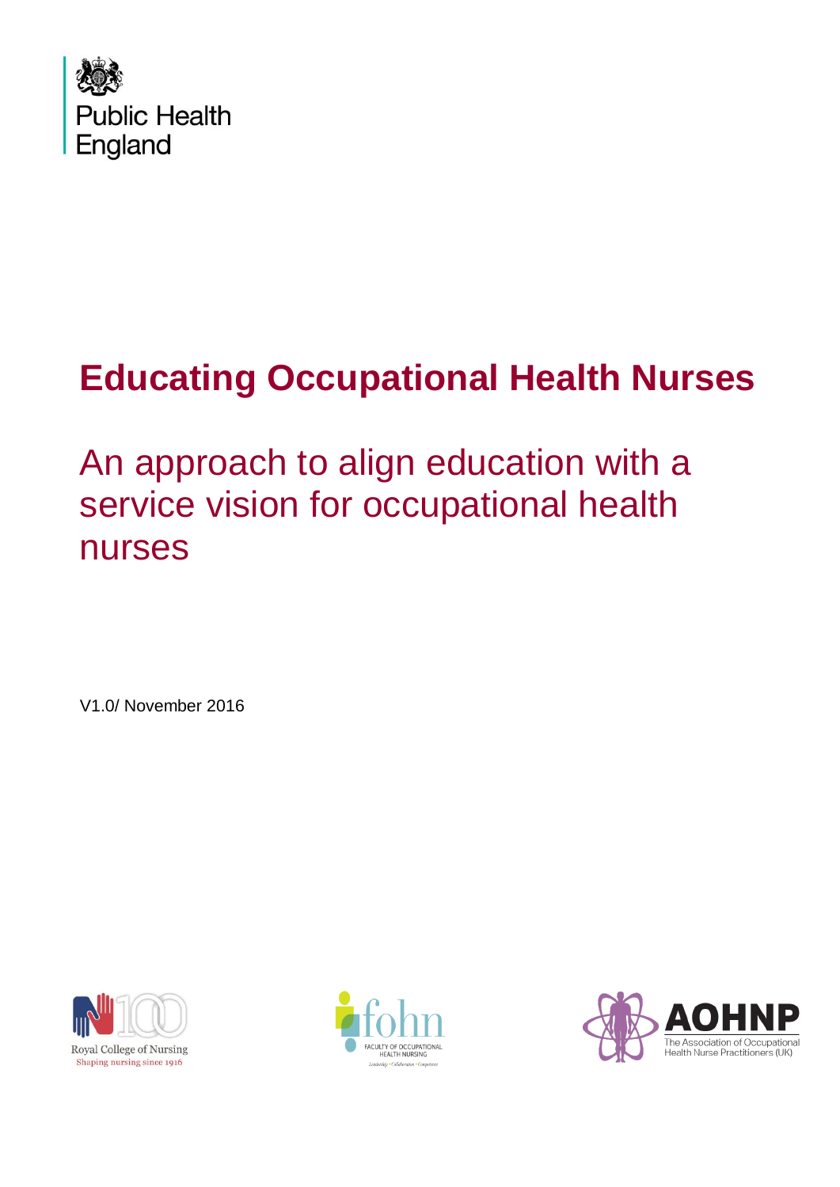Public Health England

# Educating Occupational Health Nurses

## An approach to align education with a service vision for occupational health nurses

V1.0/ November 2016

Royal College of Nursing
Shaping nursing since 1916

fohn
FACULTY OF OCCUPATIONAL HEALTH NURSING
Leadership • Collaboration • Competence

AOHNP
The Association of Occupational Health Nurse Practitioners (UK)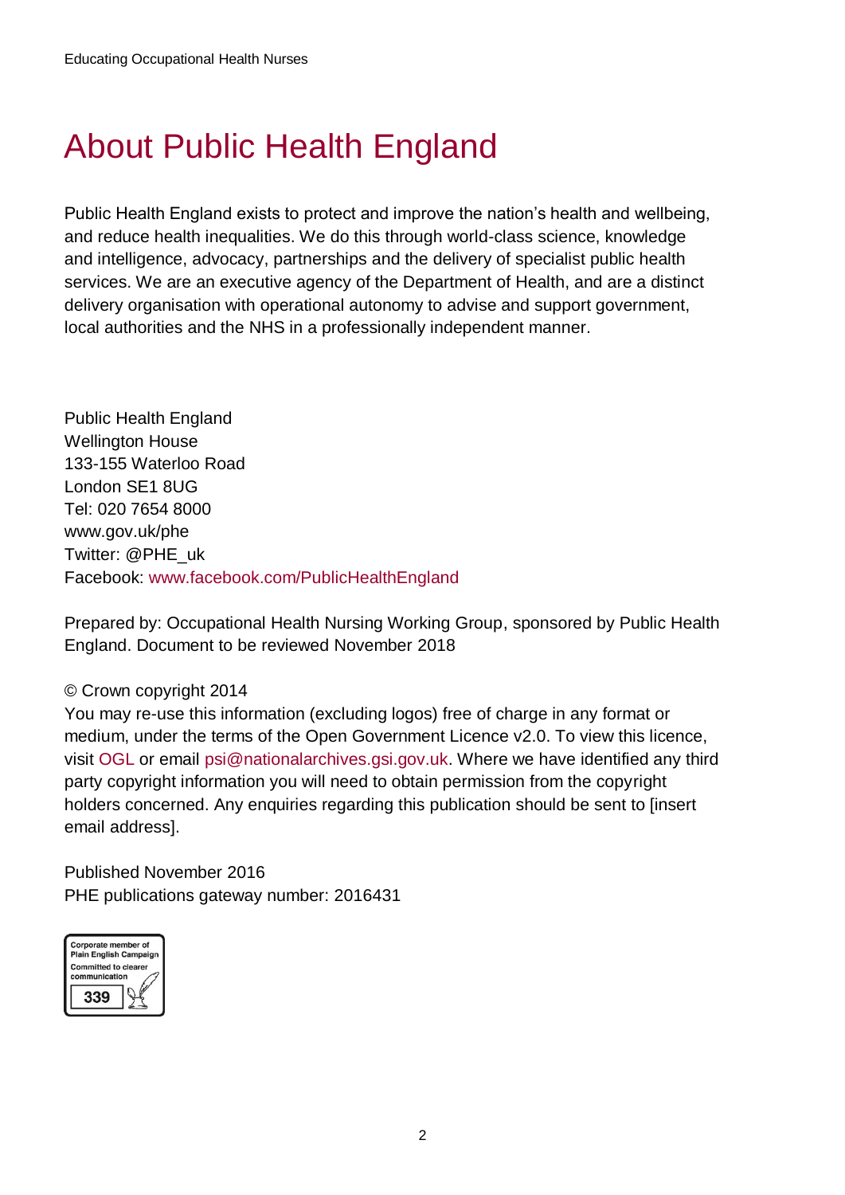# About Public Health England

Public Health England exists to protect and improve the nation's health and wellbeing, and reduce health inequalities. We do this through world-class science, knowledge and intelligence, advocacy, partnerships and the delivery of specialist public health services. We are an executive agency of the Department of Health, and are a distinct delivery organisation with operational autonomy to advise and support government, local authorities and the NHS in a professionally independent manner.

Public Health England
Wellington House
133-155 Waterloo Road
London SE1 8UG
Tel: 020 7654 8000
www.gov.uk/phe
Twitter: @PHE_uk
Facebook: www.facebook.com/PublicHealthEngland

Prepared by: Occupational Health Nursing Working Group, sponsored by Public Health England. Document to be reviewed November 2018

© Crown copyright 2014
You may re-use this information (excluding logos) free of charge in any format or medium, under the terms of the Open Government Licence v2.0. To view this licence, visit OGL or email psi@nationalarchives.gsi.gov.uk. Where we have identified any third party copyright information you will need to obtain permission from the copyright holders concerned. Any enquiries regarding this publication should be sent to [insert email address].

Published November 2016
PHE publications gateway number: 2016431

Corporate member of Plain English Campaign
Committed to clearer communication
339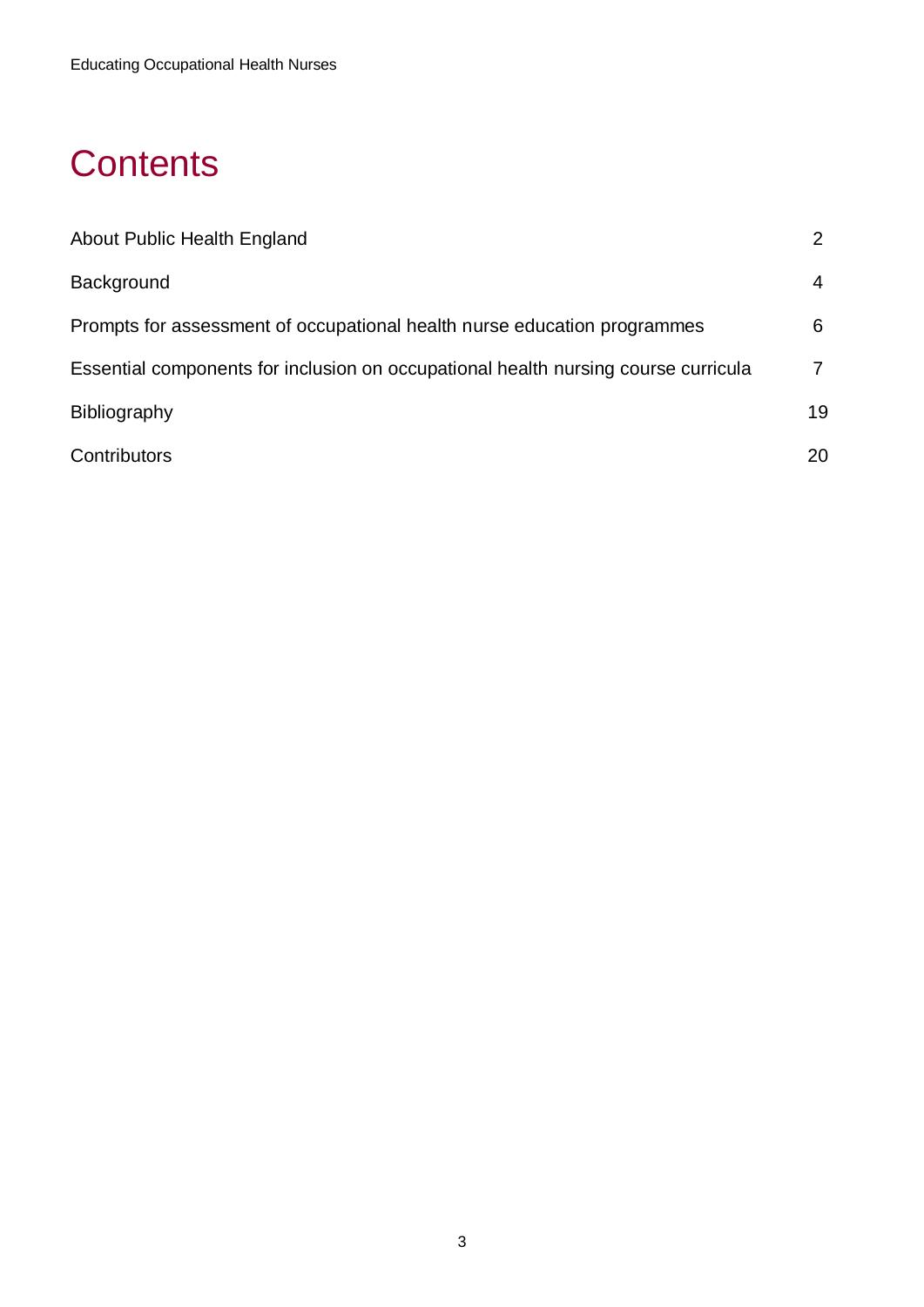# Contents

| | |
|---|---|
| About Public Health England | 2 |
| Background | 4 |
| Prompts for assessment of occupational health nurse education programmes | 6 |
| Essential components for inclusion on occupational health nursing course curricula | 7 |
| Bibliography | 19 |
| Contributors | 20 |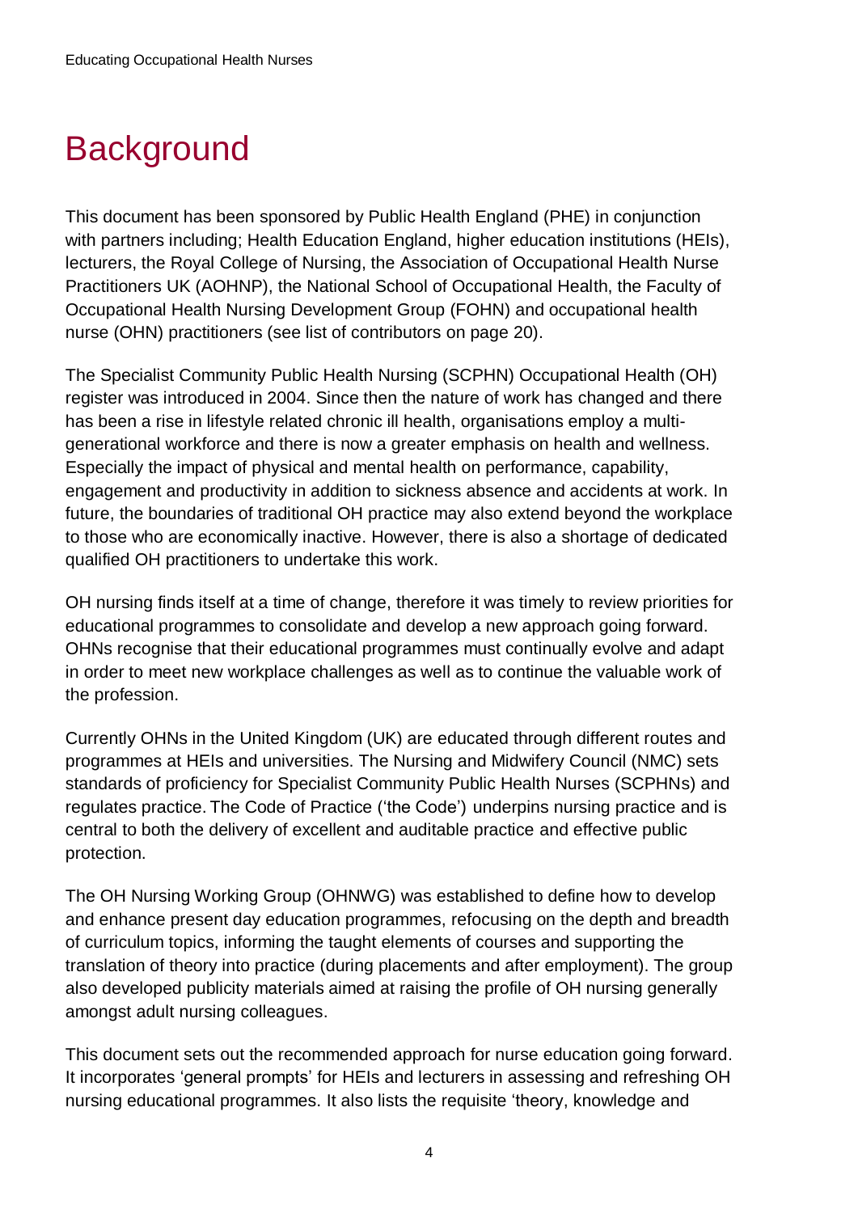# Background

This document has been sponsored by Public Health England (PHE) in conjunction with partners including; Health Education England, higher education institutions (HEIs), lecturers, the Royal College of Nursing, the Association of Occupational Health Nurse Practitioners UK (AOHNP), the National School of Occupational Health, the Faculty of Occupational Health Nursing Development Group (FOHN) and occupational health nurse (OHN) practitioners (see list of contributors on page 20).

The Specialist Community Public Health Nursing (SCPHN) Occupational Health (OH) register was introduced in 2004. Since then the nature of work has changed and there has been a rise in lifestyle related chronic ill health, organisations employ a multi-generational workforce and there is now a greater emphasis on health and wellness. Especially the impact of physical and mental health on performance, capability, engagement and productivity in addition to sickness absence and accidents at work. In future, the boundaries of traditional OH practice may also extend beyond the workplace to those who are economically inactive. However, there is also a shortage of dedicated qualified OH practitioners to undertake this work.

OH nursing finds itself at a time of change, therefore it was timely to review priorities for educational programmes to consolidate and develop a new approach going forward. OHNs recognise that their educational programmes must continually evolve and adapt in order to meet new workplace challenges as well as to continue the valuable work of the profession.

Currently OHNs in the United Kingdom (UK) are educated through different routes and programmes at HEIs and universities. The Nursing and Midwifery Council (NMC) sets standards of proficiency for Specialist Community Public Health Nurses (SCPHNs) and regulates practice. The Code of Practice ('the Code') underpins nursing practice and is central to both the delivery of excellent and auditable practice and effective public protection.

The OH Nursing Working Group (OHNWG) was established to define how to develop and enhance present day education programmes, refocusing on the depth and breadth of curriculum topics, informing the taught elements of courses and supporting the translation of theory into practice (during placements and after employment). The group also developed publicity materials aimed at raising the profile of OH nursing generally amongst adult nursing colleagues.

This document sets out the recommended approach for nurse education going forward. It incorporates 'general prompts' for HEIs and lecturers in assessing and refreshing OH nursing educational programmes. It also lists the requisite 'theory, knowledge and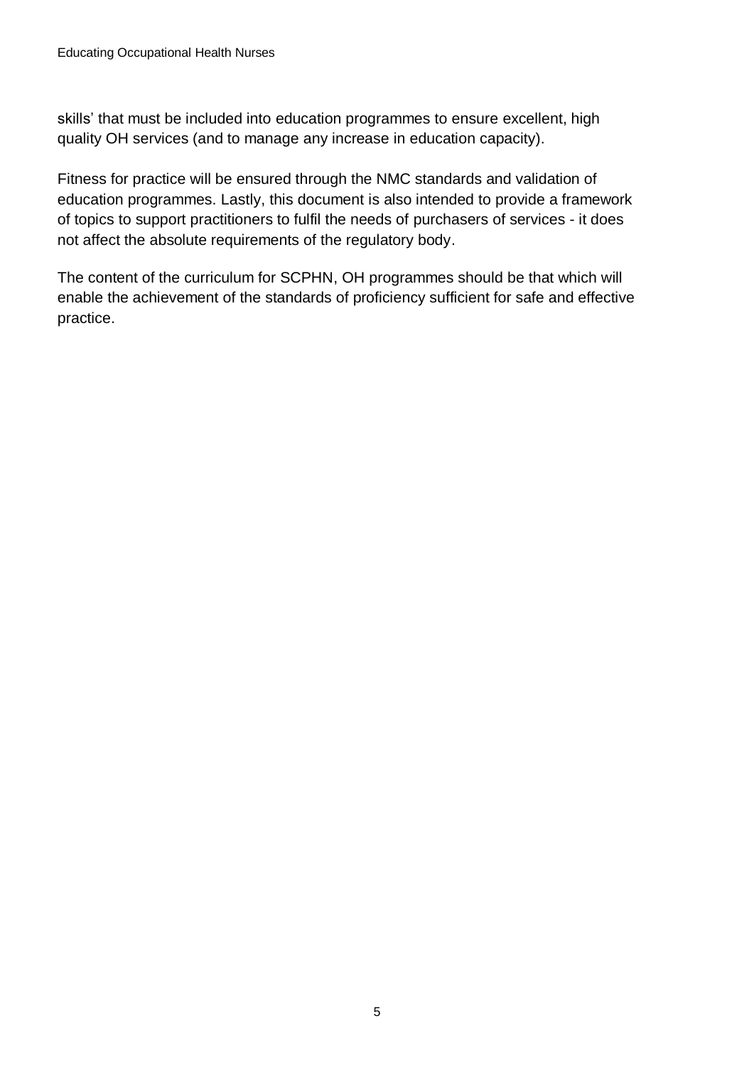skills' that must be included into education programmes to ensure excellent, high quality OH services (and to manage any increase in education capacity).

Fitness for practice will be ensured through the NMC standards and validation of education programmes. Lastly, this document is also intended to provide a framework of topics to support practitioners to fulfil the needs of purchasers of services - it does not affect the absolute requirements of the regulatory body.

The content of the curriculum for SCPHN, OH programmes should be that which will enable the achievement of the standards of proficiency sufficient for safe and effective practice.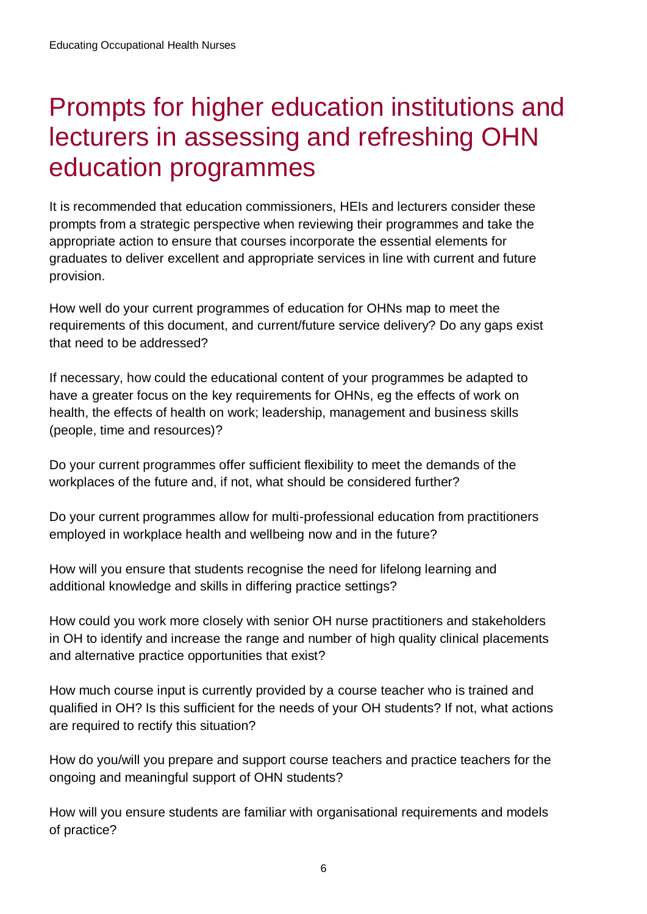# Prompts for higher education institutions and lecturers in assessing and refreshing OHN education programmes

It is recommended that education commissioners, HEIs and lecturers consider these prompts from a strategic perspective when reviewing their programmes and take the appropriate action to ensure that courses incorporate the essential elements for graduates to deliver excellent and appropriate services in line with current and future provision.

How well do your current programmes of education for OHNs map to meet the requirements of this document, and current/future service delivery? Do any gaps exist that need to be addressed?

If necessary, how could the educational content of your programmes be adapted to have a greater focus on the key requirements for OHNs, eg the effects of work on health, the effects of health on work; leadership, management and business skills (people, time and resources)?

Do your current programmes offer sufficient flexibility to meet the demands of the workplaces of the future and, if not, what should be considered further?

Do your current programmes allow for multi-professional education from practitioners employed in workplace health and wellbeing now and in the future?

How will you ensure that students recognise the need for lifelong learning and additional knowledge and skills in differing practice settings?

How could you work more closely with senior OH nurse practitioners and stakeholders in OH to identify and increase the range and number of high quality clinical placements and alternative practice opportunities that exist?

How much course input is currently provided by a course teacher who is trained and qualified in OH? Is this sufficient for the needs of your OH students? If not, what actions are required to rectify this situation?

How do you/will you prepare and support course teachers and practice teachers for the ongoing and meaningful support of OHN students?

How will you ensure students are familiar with organisational requirements and models of practice?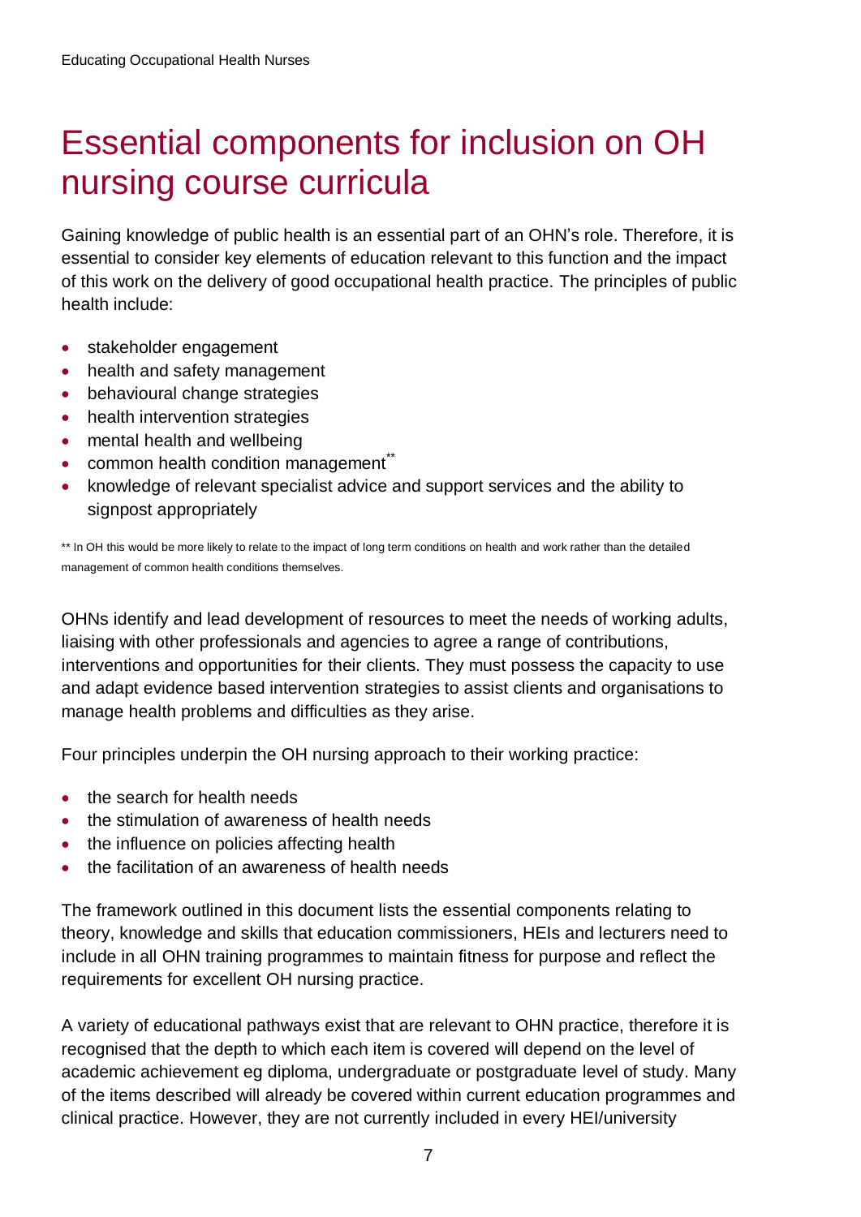# Essential components for inclusion on OH nursing course curricula

Gaining knowledge of public health is an essential part of an OHN's role. Therefore, it is essential to consider key elements of education relevant to this function and the impact of this work on the delivery of good occupational health practice. The principles of public health include:

- stakeholder engagement
- health and safety management
- behavioural change strategies
- health intervention strategies
- mental health and wellbeing
- common health condition management**
- knowledge of relevant specialist advice and support services and the ability to signpost appropriately

** In OH this would be more likely to relate to the impact of long term conditions on health and work rather than the detailed management of common health conditions themselves.

OHNs identify and lead development of resources to meet the needs of working adults, liaising with other professionals and agencies to agree a range of contributions, interventions and opportunities for their clients. They must possess the capacity to use and adapt evidence based intervention strategies to assist clients and organisations to manage health problems and difficulties as they arise.

Four principles underpin the OH nursing approach to their working practice:

- the search for health needs
- the stimulation of awareness of health needs
- the influence on policies affecting health
- the facilitation of an awareness of health needs

The framework outlined in this document lists the essential components relating to theory, knowledge and skills that education commissioners, HEIs and lecturers need to include in all OHN training programmes to maintain fitness for purpose and reflect the requirements for excellent OH nursing practice.

A variety of educational pathways exist that are relevant to OHN practice, therefore it is recognised that the depth to which each item is covered will depend on the level of academic achievement eg diploma, undergraduate or postgraduate level of study. Many of the items described will already be covered within current education programmes and clinical practice. However, they are not currently included in every HEI/university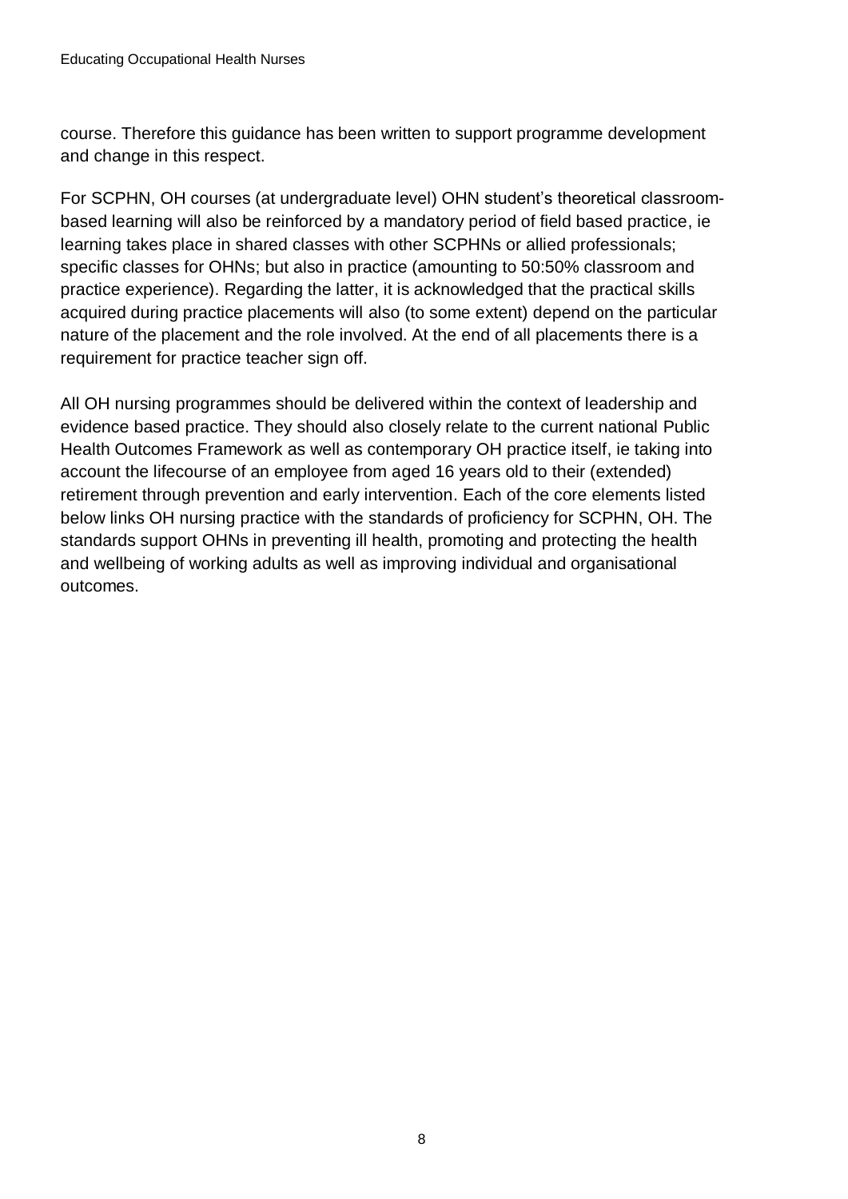course. Therefore this guidance has been written to support programme development and change in this respect.

For SCPHN, OH courses (at undergraduate level) OHN student's theoretical classroom-based learning will also be reinforced by a mandatory period of field based practice, ie learning takes place in shared classes with other SCPHNs or allied professionals; specific classes for OHNs; but also in practice (amounting to 50:50% classroom and practice experience). Regarding the latter, it is acknowledged that the practical skills acquired during practice placements will also (to some extent) depend on the particular nature of the placement and the role involved. At the end of all placements there is a requirement for practice teacher sign off.

All OH nursing programmes should be delivered within the context of leadership and evidence based practice. They should also closely relate to the current national Public Health Outcomes Framework as well as contemporary OH practice itself, ie taking into account the lifecourse of an employee from aged 16 years old to their (extended) retirement through prevention and early intervention. Each of the core elements listed below links OH nursing practice with the standards of proficiency for SCPHN, OH. The standards support OHNs in preventing ill health, promoting and protecting the health and wellbeing of working adults as well as improving individual and organisational outcomes.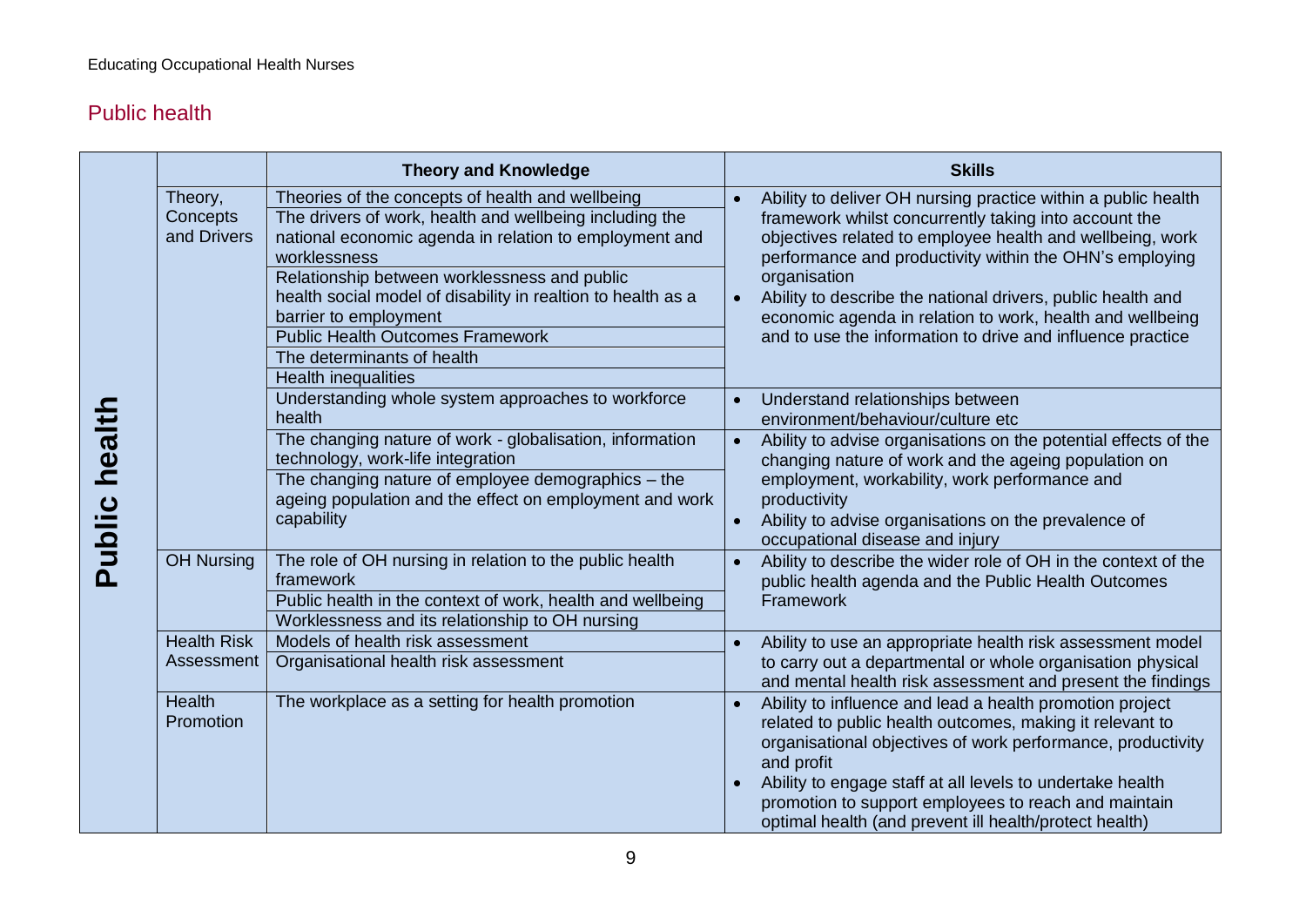## Public health

| Public health | | Theory and Knowledge | Skills |
|---|---|---|---|
| | Theory, Concepts and Drivers | Theories of the concepts of health and wellbeing<br>The drivers of work, health and wellbeing including the national economic agenda in relation to employment and worklessness<br>Relationship between worklessness and public health social model of disability in realtion to health as a barrier to employment<br>Public Health Outcomes Framework<br>The determinants of health<br>Health inequalities | • Ability to deliver OH nursing practice within a public health framework whilst concurrently taking into account the objectives related to employee health and wellbeing, work performance and productivity within the OHN's employing organisation<br>• Ability to describe the national drivers, public health and economic agenda in relation to work, health and wellbeing and to use the information to drive and influence practice |
| | | Understanding whole system approaches to workforce health | • Understand relationships between environment/behaviour/culture etc |
| | | The changing nature of work - globalisation, information technology, work-life integration<br>The changing nature of employee demographics – the ageing population and the effect on employment and work capability | • Ability to advise organisations on the potential effects of the changing nature of work and the ageing population on employment, workability, work performance and productivity<br>• Ability to advise organisations on the prevalence of occupational disease and injury |
| | OH Nursing | The role of OH nursing in relation to the public health framework<br>Public health in the context of work, health and wellbeing<br>Worklessness and its relationship to OH nursing | • Ability to describe the wider role of OH in the context of the public health agenda and the Public Health Outcomes Framework |
| | Health Risk Assessment | Models of health risk assessment<br>Organisational health risk assessment | • Ability to use an appropriate health risk assessment model to carry out a departmental or whole organisation physical and mental health risk assessment and present the findings |
| | Health Promotion | The workplace as a setting for health promotion | • Ability to influence and lead a health promotion project related to public health outcomes, making it relevant to organisational objectives of work performance, productivity and profit<br>• Ability to engage staff at all levels to undertake health promotion to support employees to reach and maintain optimal health (and prevent ill health/protect health) |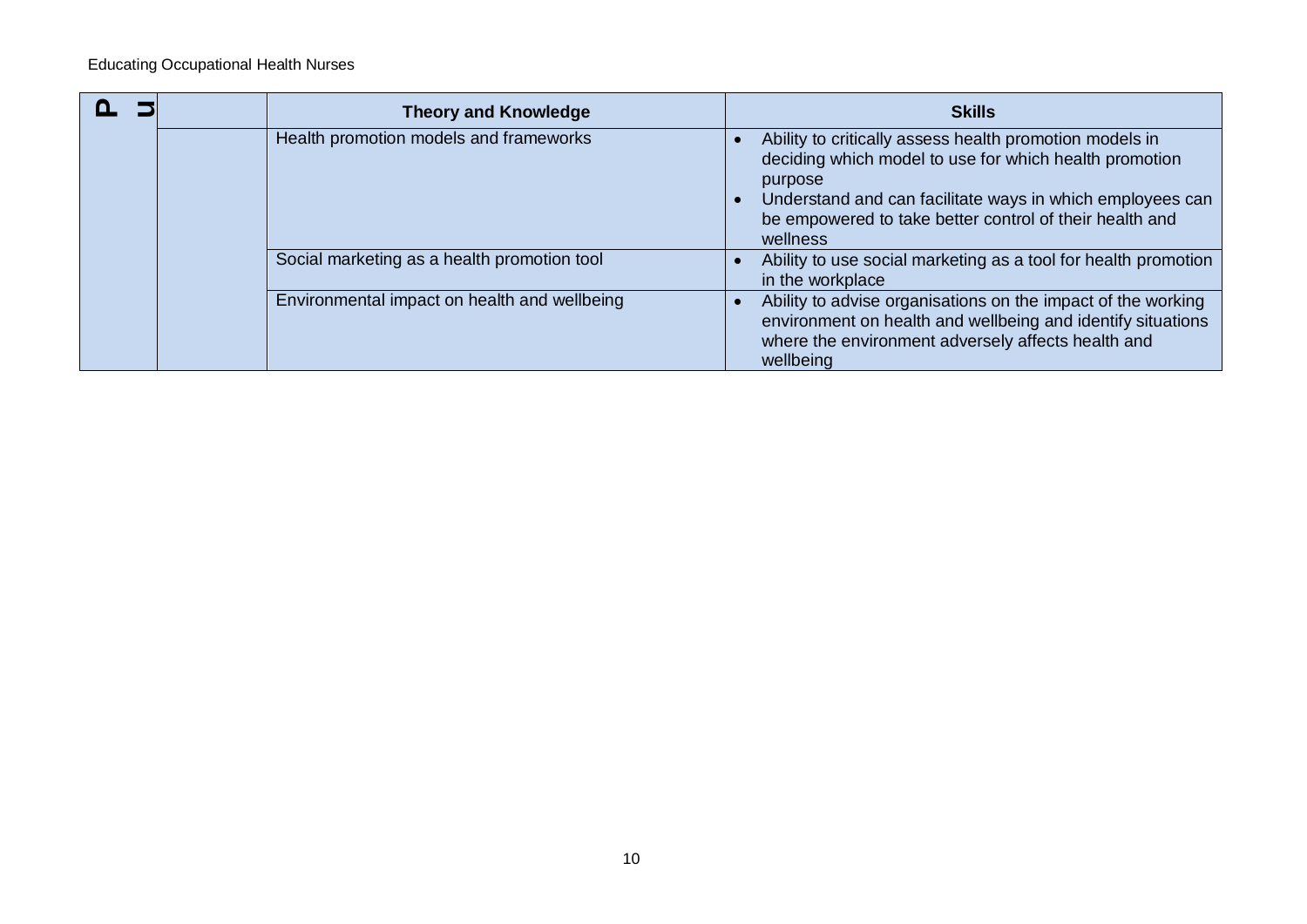| P U | | Theory and Knowledge | Skills |
|---|---|---|---|
| | | Health promotion models and frameworks | • Ability to critically assess health promotion models in deciding which model to use for which health promotion purpose<br>• Understand and can facilitate ways in which employees can be empowered to take better control of their health and wellness |
| | | Social marketing as a health promotion tool | • Ability to use social marketing as a tool for health promotion in the workplace |
| | | Environmental impact on health and wellbeing | • Ability to advise organisations on the impact of the working environment on health and wellbeing and identify situations where the environment adversely affects health and wellbeing |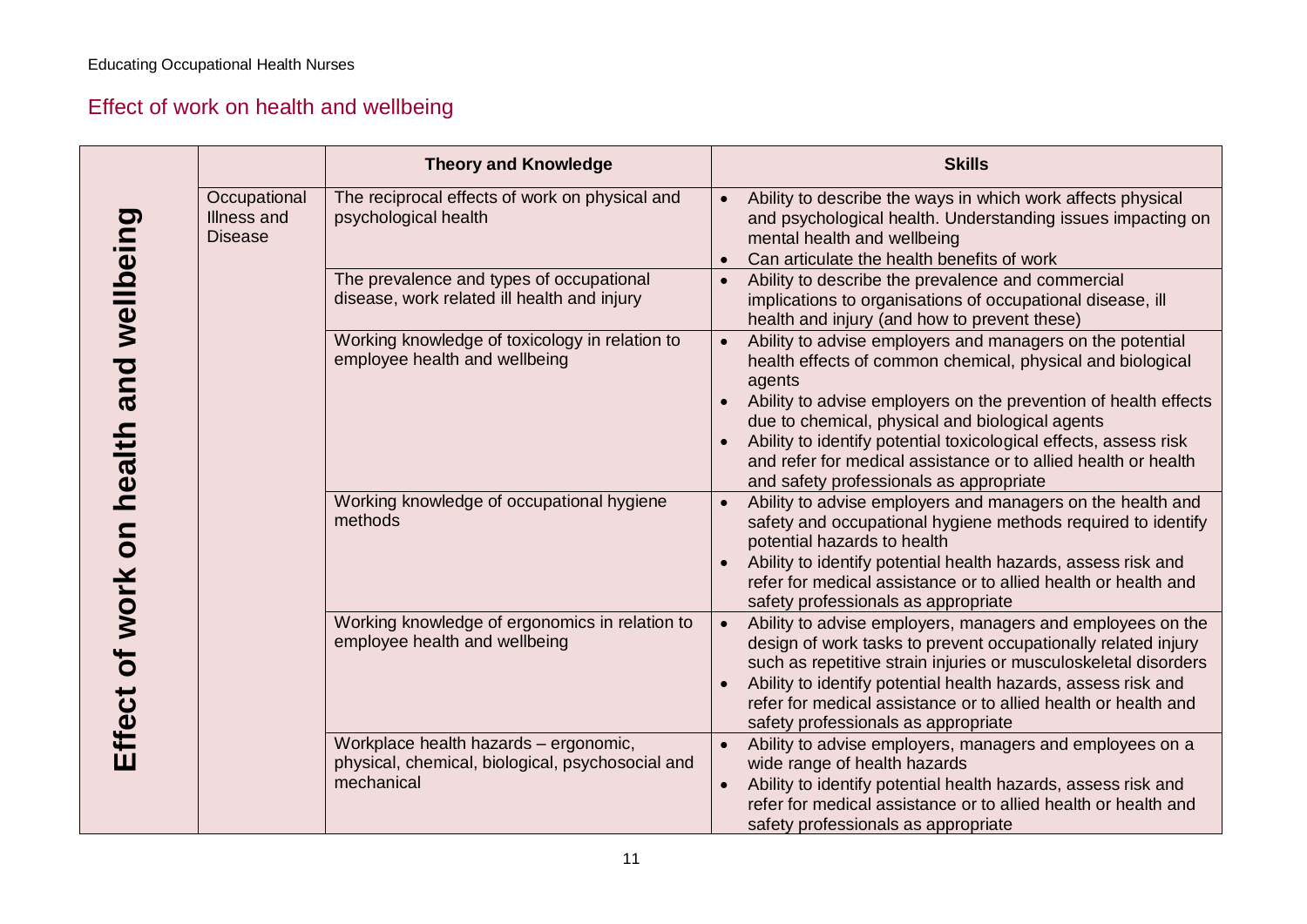## Effect of work on health and wellbeing

| Effect of work on health and wellbeing | | Theory and Knowledge | Skills |
|---|---|---|---|
| | Occupational Illness and Disease | The reciprocal effects of work on physical and psychological health | • Ability to describe the ways in which work affects physical and psychological health. Understanding issues impacting on mental health and wellbeing<br>• Can articulate the health benefits of work |
| | | The prevalence and types of occupational disease, work related ill health and injury | • Ability to describe the prevalence and commercial implications to organisations of occupational disease, ill health and injury (and how to prevent these) |
| | | Working knowledge of toxicology in relation to employee health and wellbeing | • Ability to advise employers and managers on the potential health effects of common chemical, physical and biological agents<br>• Ability to advise employers on the prevention of health effects due to chemical, physical and biological agents<br>• Ability to identify potential toxicological effects, assess risk and refer for medical assistance or to allied health or health and safety professionals as appropriate |
| | | Working knowledge of occupational hygiene methods | • Ability to advise employers and managers on the health and safety and occupational hygiene methods required to identify potential hazards to health<br>• Ability to identify potential health hazards, assess risk and refer for medical assistance or to allied health or health and safety professionals as appropriate |
| | | Working knowledge of ergonomics in relation to employee health and wellbeing | • Ability to advise employers, managers and employees on the design of work tasks to prevent occupationally related injury such as repetitive strain injuries or musculoskeletal disorders<br>• Ability to identify potential health hazards, assess risk and refer for medical assistance or to allied health or health and safety professionals as appropriate |
| | | Workplace health hazards – ergonomic, physical, chemical, biological, psychosocial and mechanical | • Ability to advise employers, managers and employees on a wide range of health hazards<br>• Ability to identify potential health hazards, assess risk and refer for medical assistance or to allied health or health and safety professionals as appropriate |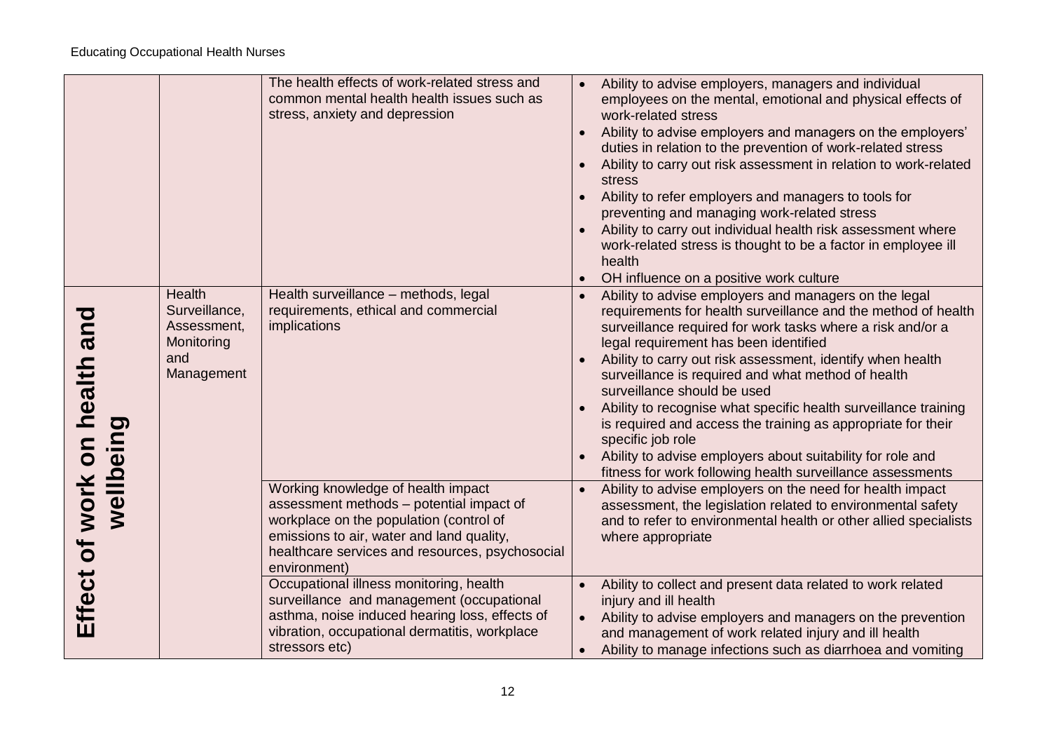| | | | |
|---|---|---|---|
| | | The health effects of work-related stress and common mental health health issues such as stress, anxiety and depression | • Ability to advise employers, managers and individual employees on the mental, emotional and physical effects of work-related stress<br>• Ability to advise employers and managers on the employers' duties in relation to the prevention of work-related stress<br>• Ability to carry out risk assessment in relation to work-related stress<br>• Ability to refer employers and managers to tools for preventing and managing work-related stress<br>• Ability to carry out individual health risk assessment where work-related stress is thought to be a factor in employee ill health<br>• OH influence on a positive work culture |
| **Effect of work on health and wellbeing** | Health Surveillance, Assessment, Monitoring and Management | Health surveillance – methods, legal requirements, ethical and commercial implications | • Ability to advise employers and managers on the legal requirements for health surveillance and the method of health surveillance required for work tasks where a risk and/or a legal requirement has been identified<br>• Ability to carry out risk assessment, identify when health surveillance is required and what method of health surveillance should be used<br>• Ability to recognise what specific health surveillance training is required and access the training as appropriate for their specific job role<br>• Ability to advise employers about suitability for role and fitness for work following health surveillance assessments |
| | | Working knowledge of health impact assessment methods – potential impact of workplace on the population (control of emissions to air, water and land quality, healthcare services and resources, psychosocial environment) | • Ability to advise employers on the need for health impact assessment, the legislation related to environmental safety and to refer to environmental health or other allied specialists where appropriate |
| | | Occupational illness monitoring, health surveillance and management (occupational asthma, noise induced hearing loss, effects of vibration, occupational dermatitis, workplace stressors etc) | • Ability to collect and present data related to work related injury and ill health<br>• Ability to advise employers and managers on the prevention and management of work related injury and ill health<br>• Ability to manage infections such as diarrhoea and vomiting |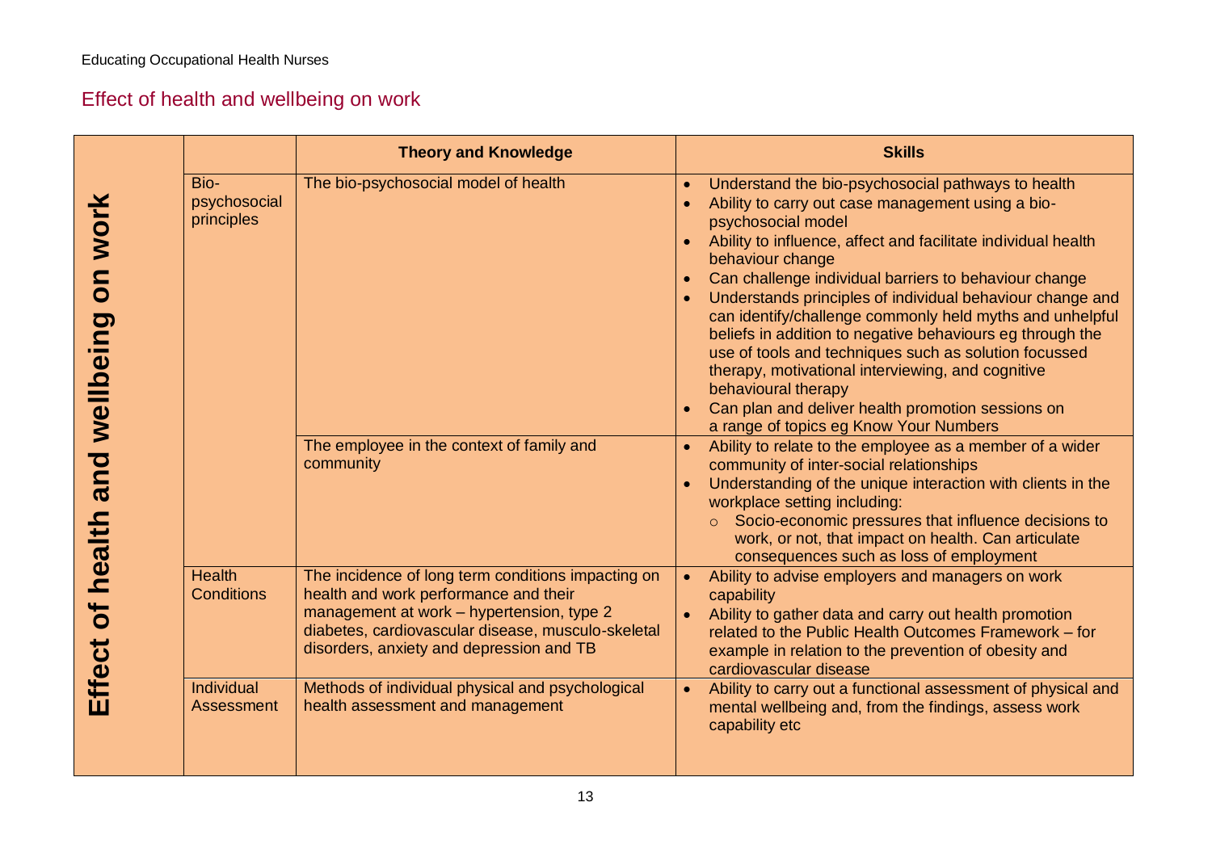## Effect of health and wellbeing on work

| Effect of health and wellbeing on work | | Theory and Knowledge | Skills |
|---|---|---|---|
| | Bio-psychosocial principles | The bio-psychosocial model of health | • Understand the bio-psychosocial pathways to health<br>• Ability to carry out case management using a bio-psychosocial model<br>• Ability to influence, affect and facilitate individual health behaviour change<br>• Can challenge individual barriers to behaviour change<br>• Understands principles of individual behaviour change and can identify/challenge commonly held myths and unhelpful beliefs in addition to negative behaviours eg through the use of tools and techniques such as solution focussed therapy, motivational interviewing, and cognitive behavioural therapy<br>• Can plan and deliver health promotion sessions on a range of topics eg Know Your Numbers |
| | | The employee in the context of family and community | • Ability to relate to the employee as a member of a wider community of inter-social relationships<br>• Understanding of the unique interaction with clients in the workplace setting including:<br>  ○ Socio-economic pressures that influence decisions to work, or not, that impact on health. Can articulate consequences such as loss of employment |
| | Health Conditions | The incidence of long term conditions impacting on health and work performance and their management at work – hypertension, type 2 diabetes, cardiovascular disease, musculo-skeletal disorders, anxiety and depression and TB | • Ability to advise employers and managers on work capability<br>• Ability to gather data and carry out health promotion related to the Public Health Outcomes Framework – for example in relation to the prevention of obesity and cardiovascular disease |
| | Individual Assessment | Methods of individual physical and psychological health assessment and management | • Ability to carry out a functional assessment of physical and mental wellbeing and, from the findings, assess work capability etc |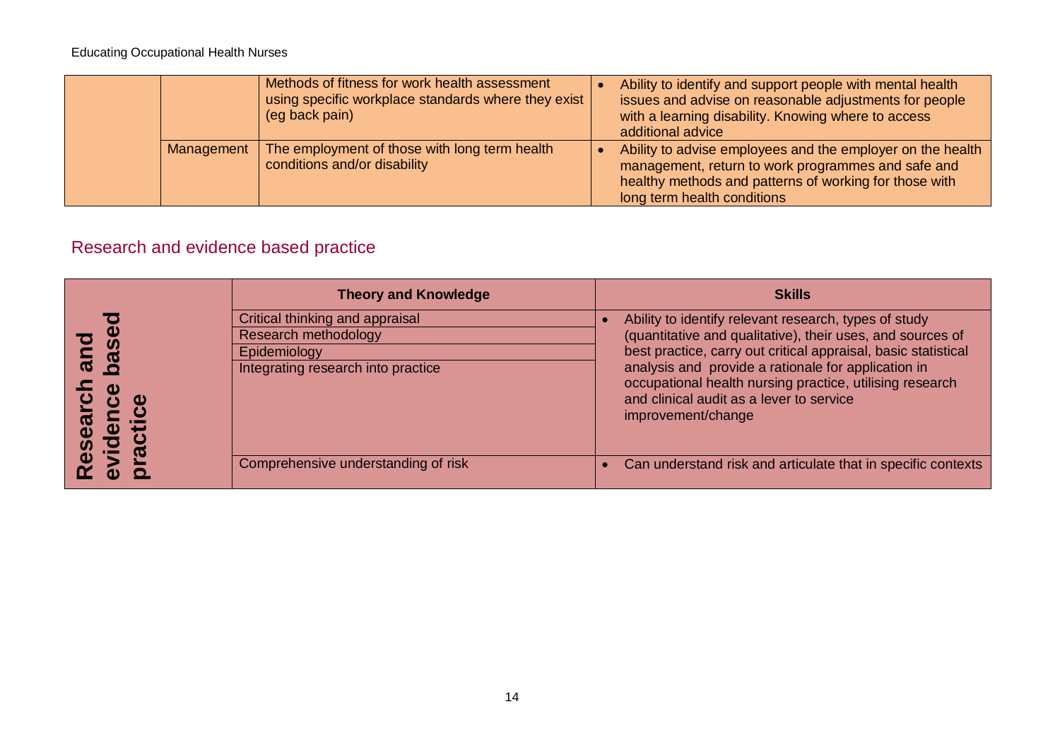| | | | |
|---|---|---|---|
| | | Methods of fitness for work health assessment using specific workplace standards where they exist (eg back pain) | • Ability to identify and support people with mental health issues and advise on reasonable adjustments for people with a learning disability. Knowing where to access additional advice |
| | Management | The employment of those with long term health conditions and/or disability | • Ability to advise employees and the employer on the health management, return to work programmes and safe and healthy methods and patterns of working for those with long term health conditions |

## Research and evidence based practice

| | Theory and Knowledge | Skills |
|---|---|---|
| **Research and evidence based practice** | Critical thinking and appraisal<br>Research methodology<br>Epidemiology<br>Integrating research into practice | • Ability to identify relevant research, types of study (quantitative and qualitative), their uses, and sources of best practice, carry out critical appraisal, basic statistical analysis and provide a rationale for application in occupational health nursing practice, utilising research and clinical audit as a lever to service improvement/change |
| | Comprehensive understanding of risk | • Can understand risk and articulate that in specific contexts |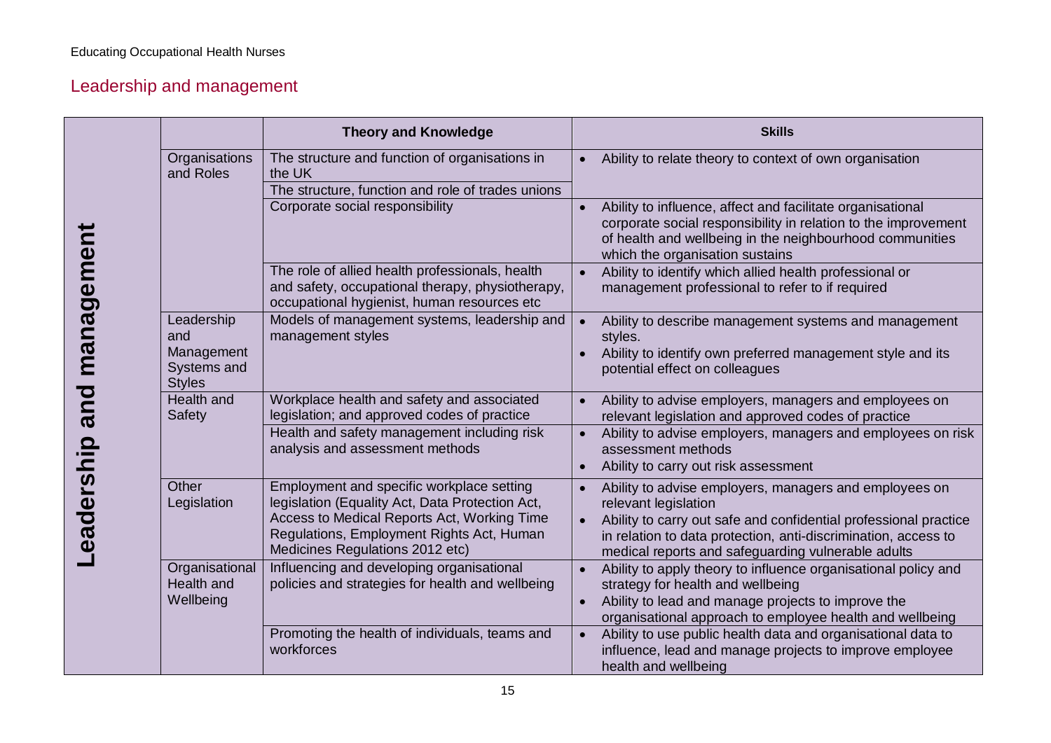## Leadership and management

| Leadership and management | | Theory and Knowledge | Skills |
|---|---|---|---|
| | Organisations and Roles | The structure and function of organisations in the UK<br>The structure, function and role of trades unions | • Ability to relate theory to context of own organisation |
| | | Corporate social responsibility | • Ability to influence, affect and facilitate organisational corporate social responsibility in relation to the improvement of health and wellbeing in the neighbourhood communities which the organisation sustains |
| | | The role of allied health professionals, health and safety, occupational therapy, physiotherapy, occupational hygienist, human resources etc | • Ability to identify which allied health professional or management professional to refer to if required |
| | Leadership and Management Systems and Styles | Models of management systems, leadership and management styles | • Ability to describe management systems and management styles.<br>• Ability to identify own preferred management style and its potential effect on colleagues |
| | Health and Safety | Workplace health and safety and associated legislation; and approved codes of practice | • Ability to advise employers, managers and employees on relevant legislation and approved codes of practice |
| | | Health and safety management including risk analysis and assessment methods | • Ability to advise employers, managers and employees on risk assessment methods<br>• Ability to carry out risk assessment |
| | Other Legislation | Employment and specific workplace setting legislation (Equality Act, Data Protection Act, Access to Medical Reports Act, Working Time Regulations, Employment Rights Act, Human Medicines Regulations 2012 etc) | • Ability to advise employers, managers and employees on relevant legislation<br>• Ability to carry out safe and confidential professional practice in relation to data protection, anti-discrimination, access to medical reports and safeguarding vulnerable adults |
| | Organisational Health and Wellbeing | Influencing and developing organisational policies and strategies for health and wellbeing | • Ability to apply theory to influence organisational policy and strategy for health and wellbeing<br>• Ability to lead and manage projects to improve the organisational approach to employee health and wellbeing |
| | | Promoting the health of individuals, teams and workforces | • Ability to use public health data and organisational data to influence, lead and manage projects to improve employee health and wellbeing |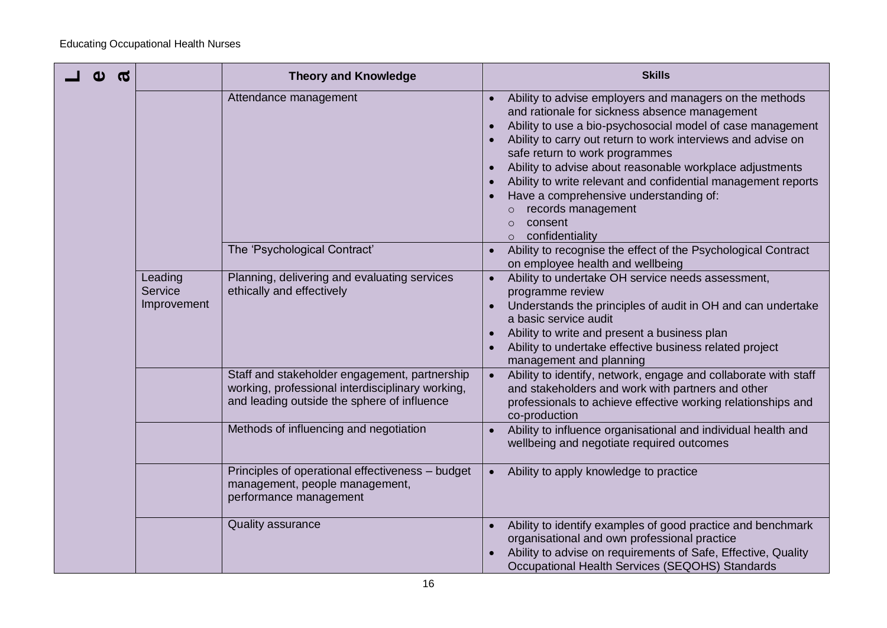| Lea | | Theory and Knowledge | Skills |
|---|---|---|---|
| | | Attendance management | • Ability to advise employers and managers on the methods and rationale for sickness absence management<br>• Ability to use a bio-psychosocial model of case management<br>• Ability to carry out return to work interviews and advise on safe return to work programmes<br>• Ability to advise about reasonable workplace adjustments<br>• Ability to write relevant and confidential management reports<br>• Have a comprehensive understanding of:<br>  ○ records management<br>  ○ consent<br>  ○ confidentiality |
| | | The 'Psychological Contract' | • Ability to recognise the effect of the Psychological Contract on employee health and wellbeing |
| | Leading Service Improvement | Planning, delivering and evaluating services ethically and effectively | • Ability to undertake OH service needs assessment, programme review<br>• Understands the principles of audit in OH and can undertake a basic service audit<br>• Ability to write and present a business plan<br>• Ability to undertake effective business related project management and planning |
| | | Staff and stakeholder engagement, partnership working, professional interdisciplinary working, and leading outside the sphere of influence | • Ability to identify, network, engage and collaborate with staff and stakeholders and work with partners and other professionals to achieve effective working relationships and co-production |
| | | Methods of influencing and negotiation | • Ability to influence organisational and individual health and wellbeing and negotiate required outcomes |
| | | Principles of operational effectiveness – budget management, people management, performance management | • Ability to apply knowledge to practice |
| | | Quality assurance | • Ability to identify examples of good practice and benchmark organisational and own professional practice<br>• Ability to advise on requirements of Safe, Effective, Quality Occupational Health Services (SEQOHS) Standards |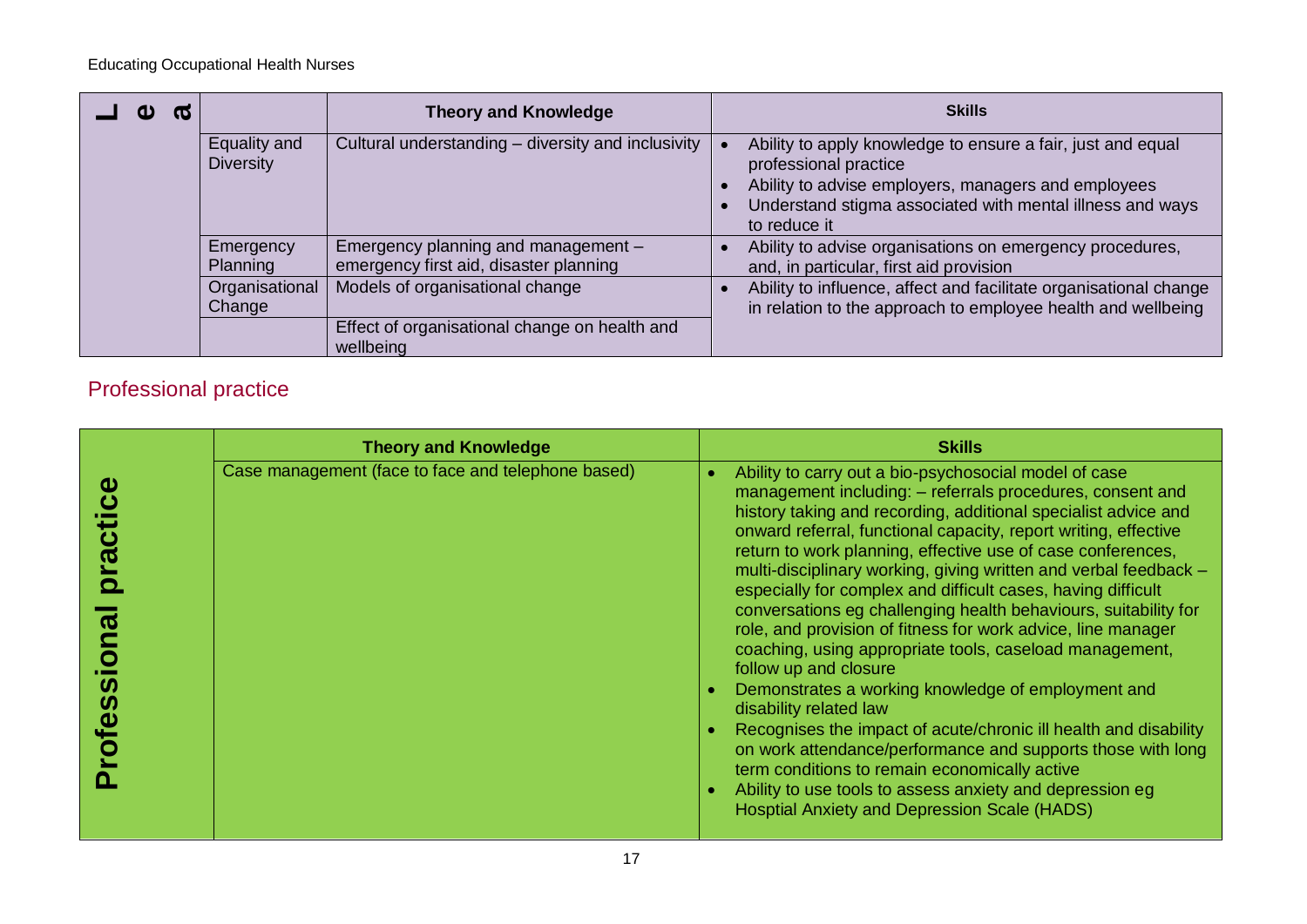| L e a | | Theory and Knowledge | Skills |
|---|---|---|---|
| | Equality and Diversity | Cultural understanding – diversity and inclusivity | • Ability to apply knowledge to ensure a fair, just and equal professional practice<br>• Ability to advise employers, managers and employees<br>• Understand stigma associated with mental illness and ways to reduce it |
| | Emergency Planning | Emergency planning and management – emergency first aid, disaster planning | • Ability to advise organisations on emergency procedures, and, in particular, first aid provision |
| | Organisational Change | Models of organisational change | • Ability to influence, affect and facilitate organisational change in relation to the approach to employee health and wellbeing |
| | | Effect of organisational change on health and wellbeing | |

## Professional practice

| Professional practice | Theory and Knowledge | Skills |
|---|---|---|
| | Case management (face to face and telephone based) | • Ability to carry out a bio-psychosocial model of case management including: – referrals procedures, consent and history taking and recording, additional specialist advice and onward referral, functional capacity, report writing, effective return to work planning, effective use of case conferences, multi-disciplinary working, giving written and verbal feedback – especially for complex and difficult cases, having difficult conversations eg challenging health behaviours, suitability for role, and provision of fitness for work advice, line manager coaching, using appropriate tools, caseload management, follow up and closure<br>• Demonstrates a working knowledge of employment and disability related law<br>• Recognises the impact of acute/chronic ill health and disability on work attendance/performance and supports those with long term conditions to remain economically active<br>• Ability to use tools to assess anxiety and depression eg Hosptial Anxiety and Depression Scale (HADS) |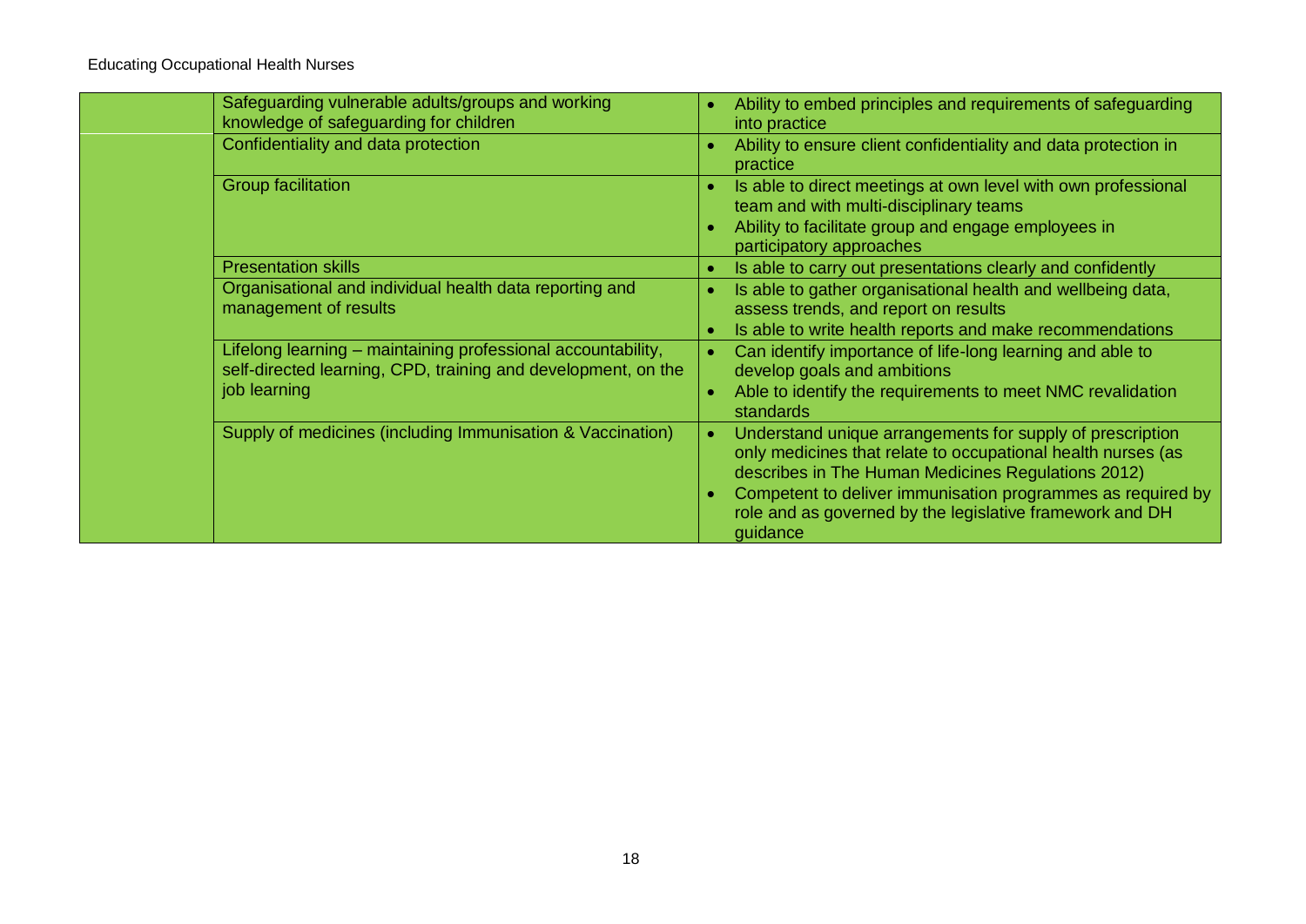| | | |
|---|---|---|
| | Safeguarding vulnerable adults/groups and working knowledge of safeguarding for children | • Ability to embed principles and requirements of safeguarding into practice |
| | Confidentiality and data protection | • Ability to ensure client confidentiality and data protection in practice |
| | Group facilitation | • Is able to direct meetings at own level with own professional team and with multi-disciplinary teams<br>• Ability to facilitate group and engage employees in participatory approaches |
| | Presentation skills | • Is able to carry out presentations clearly and confidently |
| | Organisational and individual health data reporting and management of results | • Is able to gather organisational health and wellbeing data, assess trends, and report on results<br>• Is able to write health reports and make recommendations |
| | Lifelong learning – maintaining professional accountability, self-directed learning, CPD, training and development, on the job learning | • Can identify importance of life-long learning and able to develop goals and ambitions<br>• Able to identify the requirements to meet NMC revalidation standards |
| | Supply of medicines (including Immunisation & Vaccination) | • Understand unique arrangements for supply of prescription only medicines that relate to occupational health nurses (as describes in The Human Medicines Regulations 2012)<br>• Competent to deliver immunisation programmes as required by role and as governed by the legislative framework and DH guidance |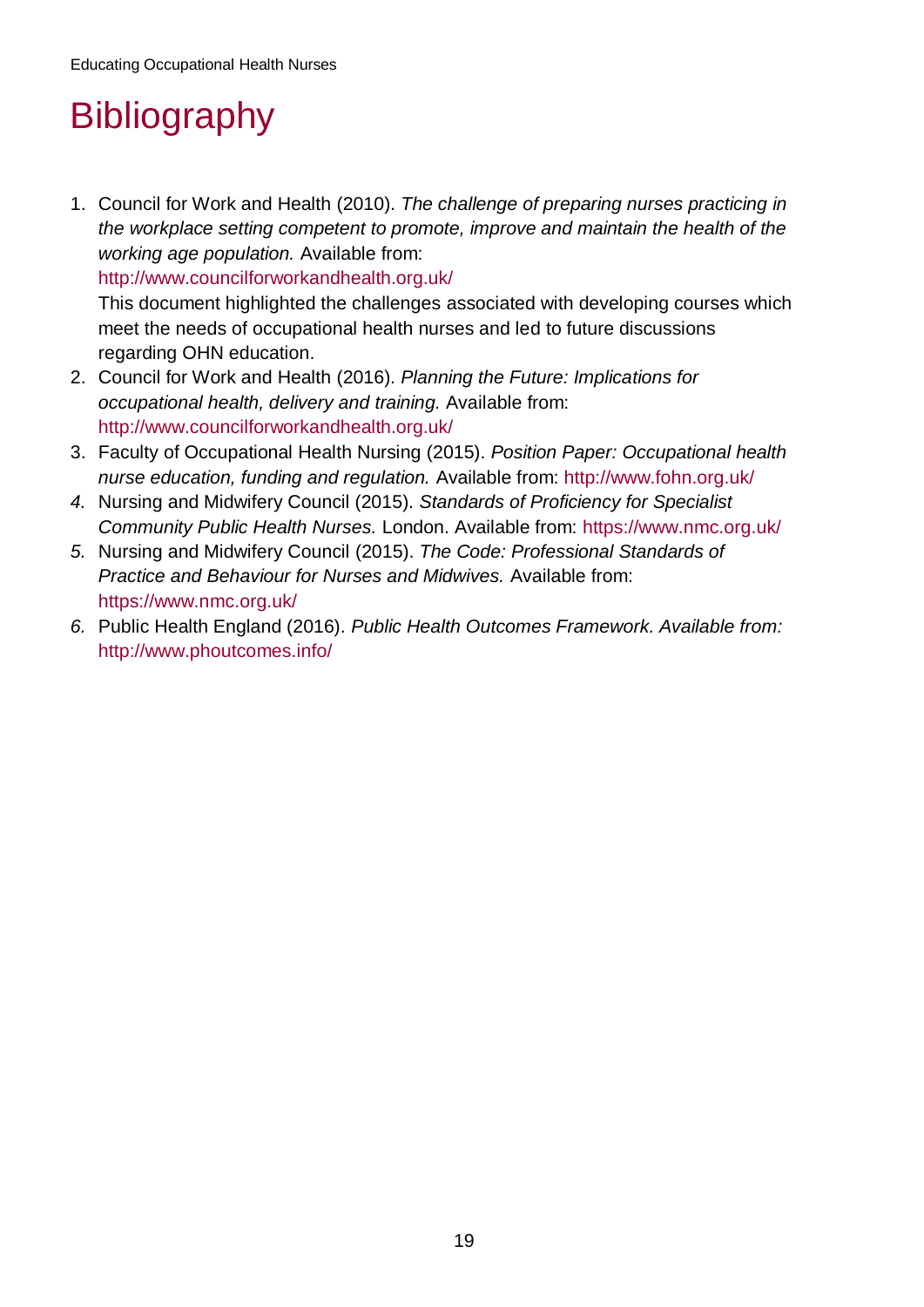# Bibliography

1. Council for Work and Health (2010). *The challenge of preparing nurses practicing in the workplace setting competent to promote, improve and maintain the health of the working age population.* Available from: http://www.councilforworkandhealth.org.uk/
   This document highlighted the challenges associated with developing courses which meet the needs of occupational health nurses and led to future discussions regarding OHN education.
2. Council for Work and Health (2016). *Planning the Future: Implications for occupational health, delivery and training.* Available from: http://www.councilforworkandhealth.org.uk/
3. Faculty of Occupational Health Nursing (2015). *Position Paper: Occupational health nurse education, funding and regulation.* Available from: http://www.fohn.org.uk/
4. Nursing and Midwifery Council (2015). *Standards of Proficiency for Specialist Community Public Health Nurses.* London. Available from: https://www.nmc.org.uk/
5. Nursing and Midwifery Council (2015). *The Code: Professional Standards of Practice and Behaviour for Nurses and Midwives.* Available from: https://www.nmc.org.uk/
6. Public Health England (2016). *Public Health Outcomes Framework. Available from:* http://www.phoutcomes.info/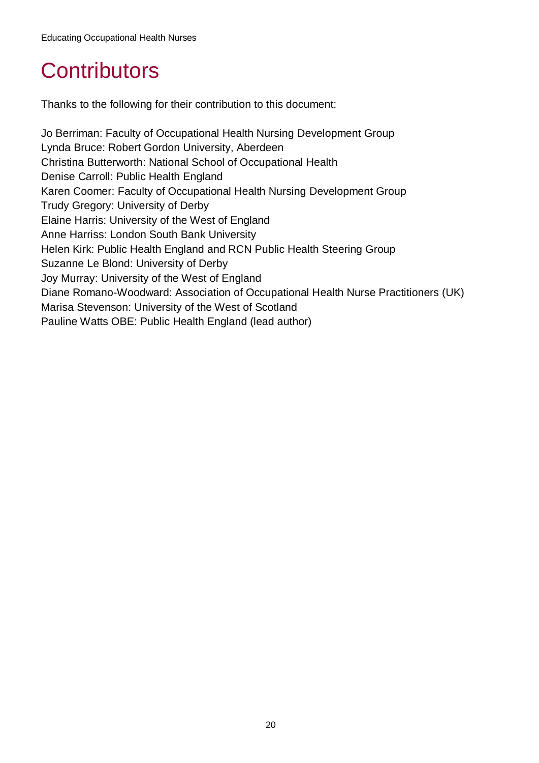# Contributors

Thanks to the following for their contribution to this document:

Jo Berriman: Faculty of Occupational Health Nursing Development Group
Lynda Bruce: Robert Gordon University, Aberdeen
Christina Butterworth: National School of Occupational Health
Denise Carroll: Public Health England
Karen Coomer: Faculty of Occupational Health Nursing Development Group
Trudy Gregory: University of Derby
Elaine Harris: University of the West of England
Anne Harriss: London South Bank University
Helen Kirk: Public Health England and RCN Public Health Steering Group
Suzanne Le Blond: University of Derby
Joy Murray: University of the West of England
Diane Romano-Woodward: Association of Occupational Health Nurse Practitioners (UK)
Marisa Stevenson: University of the West of Scotland
Pauline Watts OBE: Public Health England (lead author)